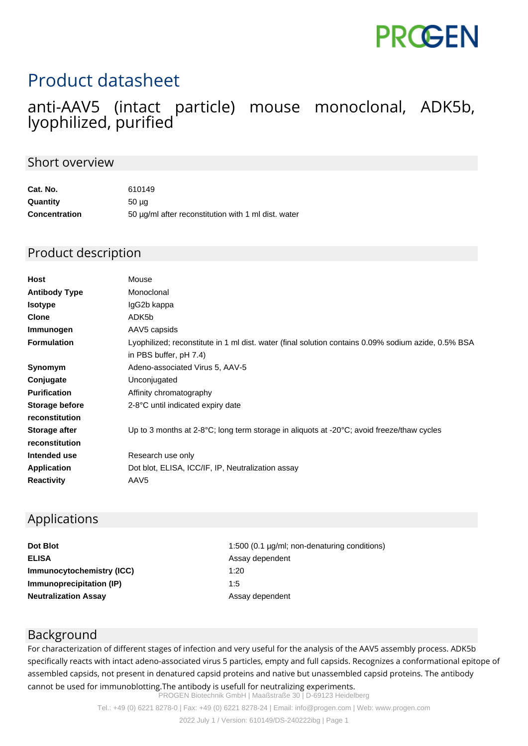# Product datasheet

## anti-AAV5 (intact particle) mouse monoclonal, ADK5b, lyophilized, purified

## Short overview

| | |
|---|---|
| **Cat. No.** | 610149 |
| **Quantity** | 50 µg |
| **Concentration** | 50 µg/ml after reconstitution with 1 ml dist. water |

## Product description

| | |
|---|---|
| **Host** | Mouse |
| **Antibody Type** | Monoclonal |
| **Isotype** | IgG2b kappa |
| **Clone** | ADK5b |
| **Immunogen** | AAV5 capsids |
| **Formulation** | Lyophilized; reconstitute in 1 ml dist. water (final solution contains 0.09% sodium azide, 0.5% BSA in PBS buffer, pH 7.4) |
| **Synomym** | Adeno-associated Virus 5, AAV-5 |
| **Conjugate** | Unconjugated |
| **Purification** | Affinity chromatography |
| **Storage before reconstitution** | 2-8°C until indicated expiry date |
| **Storage after reconstitution** | Up to 3 months at 2-8°C; long term storage in aliquots at -20°C; avoid freeze/thaw cycles |
| **Intended use** | Research use only |
| **Application** | Dot blot, ELISA, ICC/IF, IP, Neutralization assay |
| **Reactivity** | AAV5 |

## Applications

| | |
|---|---|
| **Dot Blot** | 1:500 (0.1 µg/ml; non-denaturing conditions) |
| **ELISA** | Assay dependent |
| **Immunocytochemistry (ICC)** | 1:20 |
| **Immunoprecipitation (IP)** | 1:5 |
| **Neutralization Assay** | Assay dependent |

## Background

For characterization of different stages of infection and very useful for the analysis of the AAV5 assembly process. ADK5b specifically reacts with intact adeno-associated virus 5 particles, empty and full capsids. Recognizes a conformational epitope of assembled capsids, not present in denatured capsid proteins and native but unassembled capsid proteins. The antibody cannot be used for immunoblotting.The antibody is usefull for neutralizing experiments.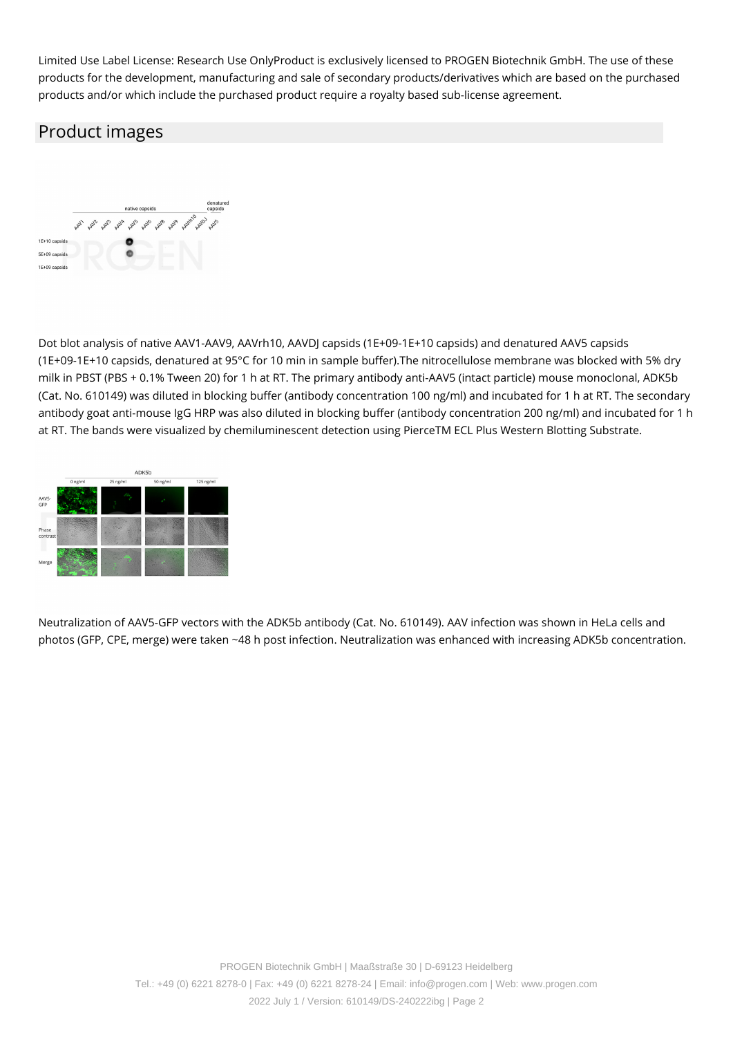Limited Use Label License: Research Use OnlyProduct is exclusively licensed to PROGEN Biotechnik GmbH. The use of these products for the development, manufacturing and sale of secondary products/derivatives which are based on the purchased products and/or which include the purchased product require a royalty based sub-license agreement.

## Product images

Dot blot analysis of native AAV1-AAV9, AAVrh10, AAVDJ capsids (1E+09-1E+10 capsids) and denatured AAV5 capsids (1E+09-1E+10 capsids, denatured at 95°C for 10 min in sample buffer).The nitrocellulose membrane was blocked with 5% dry milk in PBST (PBS + 0.1% Tween 20) for 1 h at RT. The primary antibody anti-AAV5 (intact particle) mouse monoclonal, ADK5b (Cat. No. 610149) was diluted in blocking buffer (antibody concentration 100 ng/ml) and incubated for 1 h at RT. The secondary antibody goat anti-mouse IgG HRP was also diluted in blocking buffer (antibody concentration 200 ng/ml) and incubated for 1 h at RT. The bands were visualized by chemiluminescent detection using PierceTM ECL Plus Western Blotting Substrate.

Neutralization of AAV5-GFP vectors with the ADK5b antibody (Cat. No. 610149). AAV infection was shown in HeLa cells and photos (GFP, CPE, merge) were taken ~48 h post infection. Neutralization was enhanced with increasing ADK5b concentration.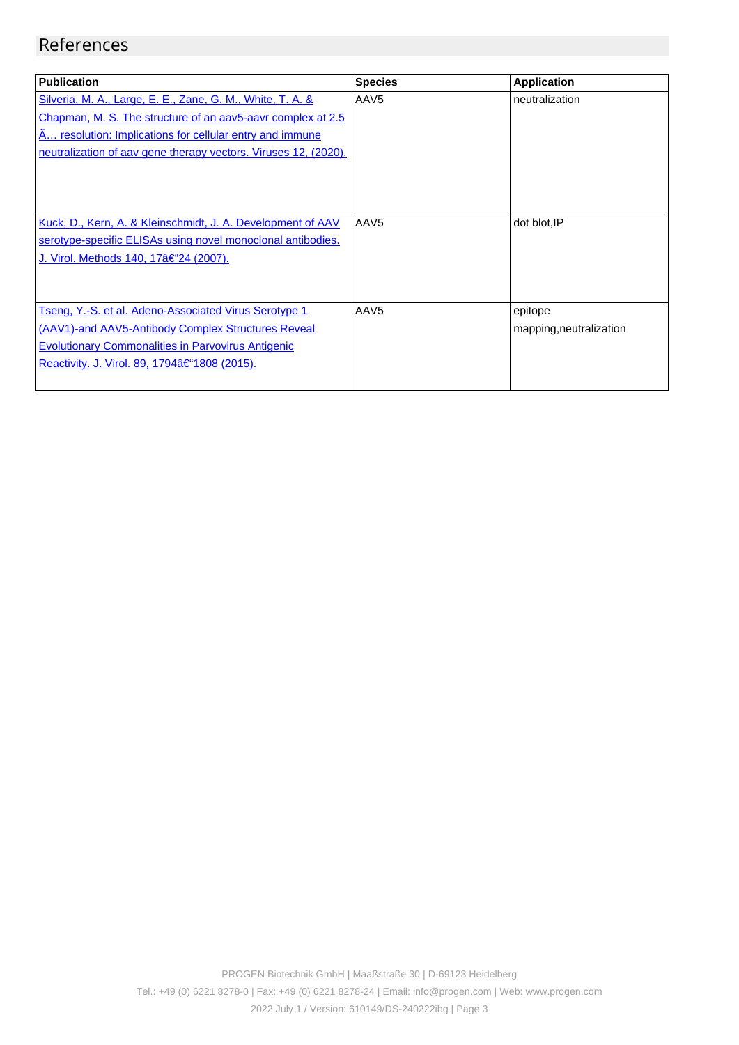## References

| Publication | Species | Application |
|---|---|---|
| Silveria, M. A., Large, E. E., Zane, G. M., White, T. A. & Chapman, M. S. The structure of an aav5-aavr complex at 2.5 Ã… resolution: Implications for cellular entry and immune neutralization of aav gene therapy vectors. Viruses 12, (2020). | AAV5 | neutralization |
| Kuck, D., Kern, A. & Kleinschmidt, J. A. Development of AAV serotype-specific ELISAs using novel monoclonal antibodies. J. Virol. Methods 140, 17â€“24 (2007). | AAV5 | dot blot,IP |
| Tseng, Y.-S. et al. Adeno-Associated Virus Serotype 1 (AAV1)-and AAV5-Antibody Complex Structures Reveal Evolutionary Commonalities in Parvovirus Antigenic Reactivity. J. Virol. 89, 1794â€“1808 (2015). | AAV5 | epitope mapping,neutralization |

PROGEN Biotechnik GmbH | Maaßstraße 30 | D-69123 Heidelberg
Tel.: +49 (0) 6221 8278-0 | Fax: +49 (0) 6221 8278-24 | Email: info@progen.com | Web: www.progen.com
2022 July 1 / Version: 610149/DS-240222ibg